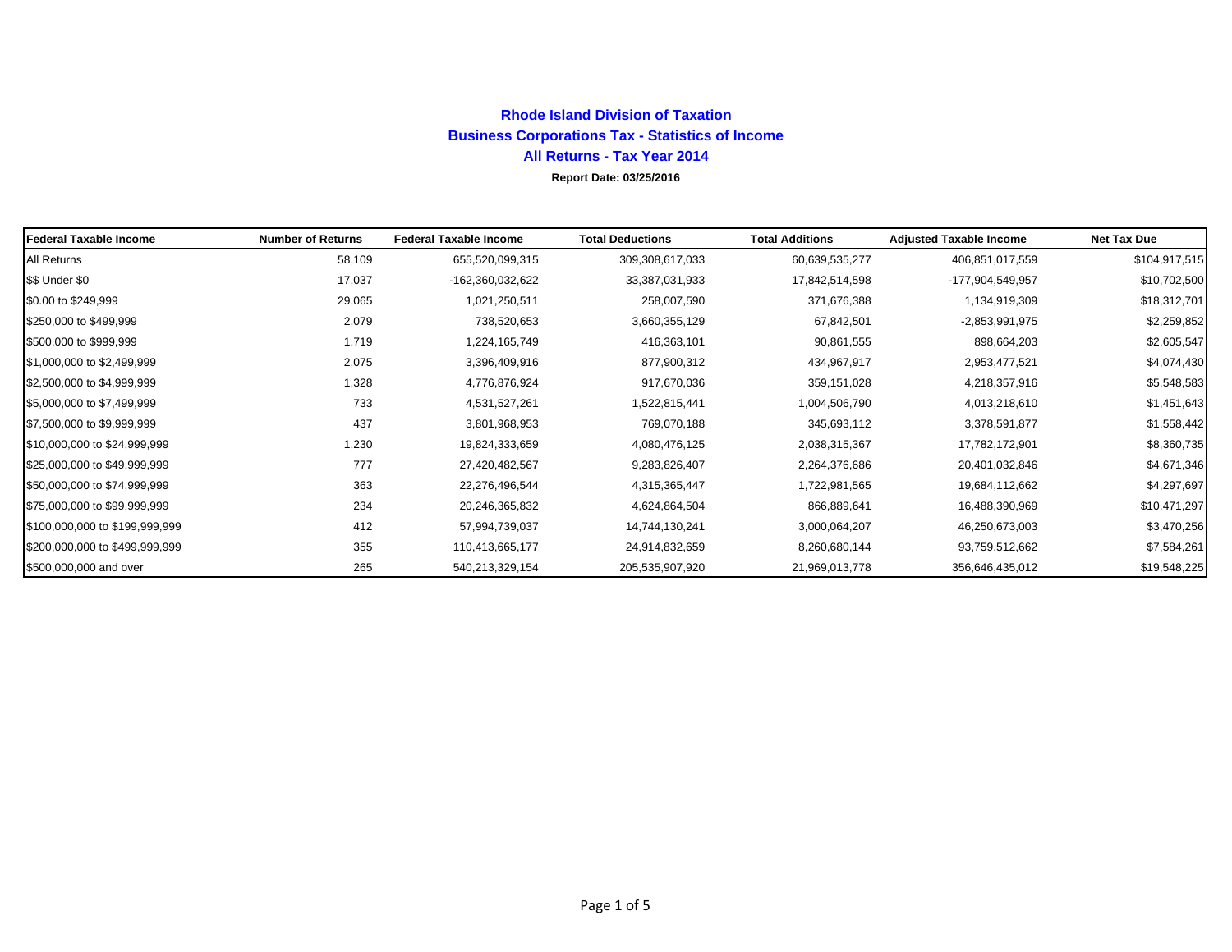# Rhode Island Division of Taxation

## Business Corporations Tax - Statistics of Income

## All Returns - Tax Year 2014

**Report Date: 03/25/2016**

| Federal Taxable Income | Number of Returns | Federal Taxable Income | Total Deductions | Total Additions | Adjusted Taxable Income | Net Tax Due |
|---|---|---|---|---|---|---|
| All Returns | 58,109 | 655,520,099,315 | 309,308,617,033 | 60,639,535,277 | 406,851,017,559 | $104,917,515 |
| $$ Under $0 | 17,037 | -162,360,032,622 | 33,387,031,933 | 17,842,514,598 | -177,904,549,957 | $10,702,500 |
| $0.00 to $249,999 | 29,065 | 1,021,250,511 | 258,007,590 | 371,676,388 | 1,134,919,309 | $18,312,701 |
| $250,000 to $499,999 | 2,079 | 738,520,653 | 3,660,355,129 | 67,842,501 | -2,853,991,975 | $2,259,852 |
| $500,000 to $999,999 | 1,719 | 1,224,165,749 | 416,363,101 | 90,861,555 | 898,664,203 | $2,605,547 |
| $1,000,000 to $2,499,999 | 2,075 | 3,396,409,916 | 877,900,312 | 434,967,917 | 2,953,477,521 | $4,074,430 |
| $2,500,000 to $4,999,999 | 1,328 | 4,776,876,924 | 917,670,036 | 359,151,028 | 4,218,357,916 | $5,548,583 |
| $5,000,000 to $7,499,999 | 733 | 4,531,527,261 | 1,522,815,441 | 1,004,506,790 | 4,013,218,610 | $1,451,643 |
| $7,500,000 to $9,999,999 | 437 | 3,801,968,953 | 769,070,188 | 345,693,112 | 3,378,591,877 | $1,558,442 |
| $10,000,000 to $24,999,999 | 1,230 | 19,824,333,659 | 4,080,476,125 | 2,038,315,367 | 17,782,172,901 | $8,360,735 |
| $25,000,000 to $49,999,999 | 777 | 27,420,482,567 | 9,283,826,407 | 2,264,376,686 | 20,401,032,846 | $4,671,346 |
| $50,000,000 to $74,999,999 | 363 | 22,276,496,544 | 4,315,365,447 | 1,722,981,565 | 19,684,112,662 | $4,297,697 |
| $75,000,000 to $99,999,999 | 234 | 20,246,365,832 | 4,624,864,504 | 866,889,641 | 16,488,390,969 | $10,471,297 |
| $100,000,000 to $199,999,999 | 412 | 57,994,739,037 | 14,744,130,241 | 3,000,064,207 | 46,250,673,003 | $3,470,256 |
| $200,000,000 to $499,999,999 | 355 | 110,413,665,177 | 24,914,832,659 | 8,260,680,144 | 93,759,512,662 | $7,584,261 |
| $500,000,000 and over | 265 | 540,213,329,154 | 205,535,907,920 | 21,969,013,778 | 356,646,435,012 | $19,548,225 |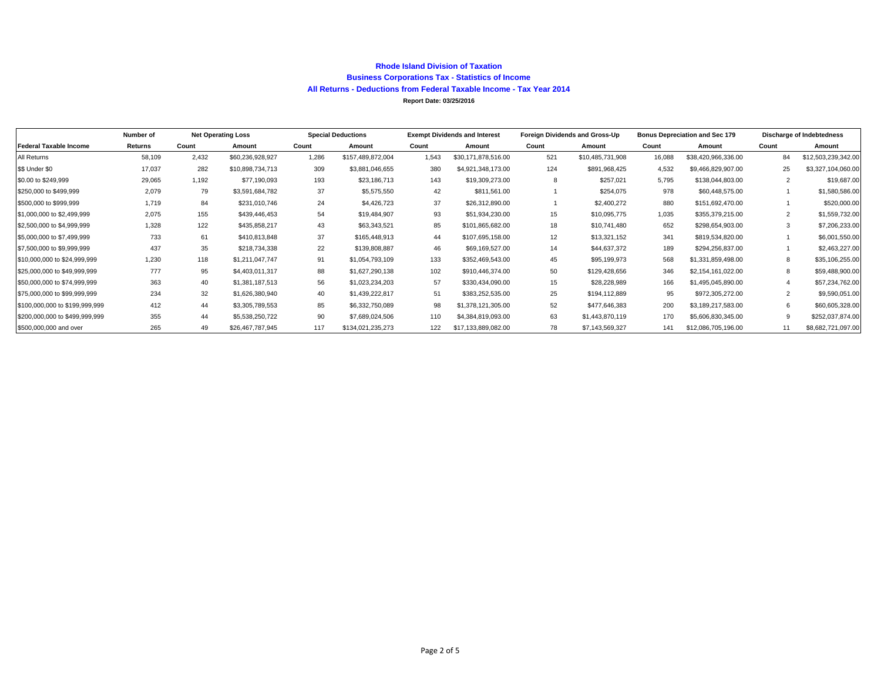**Rhode Island Division of Taxation**

**Business Corporations Tax - Statistics of Income**

**All Returns - Deductions from Federal Taxable Income - Tax Year 2014**

**Report Date: 03/25/2016**

| | Number of | Net Operating Loss | | Special Deductions | | Exempt Dividends and Interest | | Foreign Dividends and Gross-Up | | Bonus Depreciation and Sec 179 | | Discharge of Indebtedness | |
|---|---|---|---|---|---|---|---|---|---|---|---|---|---|
| **Federal Taxable Income** | **Returns** | **Count** | **Amount** | **Count** | **Amount** | **Count** | **Amount** | **Count** | **Amount** | **Count** | **Amount** | **Count** | **Amount** |
| All Returns | 58,109 | 2,432 | $60,236,928,927 | 1,286 | $157,489,872,004 | 1,543 | $30,171,878,516.00 | 521 | $10,485,731,908 | 16,088 | $38,420,966,336.00 | 84 | $12,503,239,342.00 |
| $$ Under $0 | 17,037 | 282 | $10,898,734,713 | 309 | $3,881,046,655 | 380 | $4,921,348,173.00 | 124 | $891,968,425 | 4,532 | $9,466,829,907.00 | 25 | $3,327,104,060.00 |
| $0.00 to $249,999 | 29,065 | 1,192 | $77,190,093 | 193 | $23,186,713 | 143 | $19,309,273.00 | 8 | $257,021 | 5,795 | $138,044,803.00 | 2 | $19,687.00 |
| $250,000 to $499,999 | 2,079 | 79 | $3,591,684,782 | 37 | $5,575,550 | 42 | $811,561.00 | 1 | $254,075 | 978 | $60,448,575.00 | 1 | $1,580,586.00 |
| $500,000 to $999,999 | 1,719 | 84 | $231,010,746 | 24 | $4,426,723 | 37 | $26,312,890.00 | 1 | $2,400,272 | 880 | $151,692,470.00 | 1 | $520,000.00 |
| $1,000,000 to $2,499,999 | 2,075 | 155 | $439,446,453 | 54 | $19,484,907 | 93 | $51,934,230.00 | 15 | $10,095,775 | 1,035 | $355,379,215.00 | 2 | $1,559,732.00 |
| $2,500,000 to $4,999,999 | 1,328 | 122 | $435,858,217 | 43 | $63,343,521 | 85 | $101,865,682.00 | 18 | $10,741,480 | 652 | $298,654,903.00 | 3 | $7,206,233.00 |
| $5,000,000 to $7,499,999 | 733 | 61 | $410,813,848 | 37 | $165,448,913 | 44 | $107,695,158.00 | 12 | $13,321,152 | 341 | $819,534,820.00 | 1 | $6,001,550.00 |
| $7,500,000 to $9,999,999 | 437 | 35 | $218,734,338 | 22 | $139,808,887 | 46 | $69,169,527.00 | 14 | $44,637,372 | 189 | $294,256,837.00 | 1 | $2,463,227.00 |
| $10,000,000 to $24,999,999 | 1,230 | 118 | $1,211,047,747 | 91 | $1,054,793,109 | 133 | $352,469,543.00 | 45 | $95,199,973 | 568 | $1,331,859,498.00 | 8 | $35,106,255.00 |
| $25,000,000 to $49,999,999 | 777 | 95 | $4,403,011,317 | 88 | $1,627,290,138 | 102 | $910,446,374.00 | 50 | $129,428,656 | 346 | $2,154,161,022.00 | 8 | $59,488,900.00 |
| $50,000,000 to $74,999,999 | 363 | 40 | $1,381,187,513 | 56 | $1,023,234,203 | 57 | $330,434,090.00 | 15 | $28,228,989 | 166 | $1,495,045,890.00 | 4 | $57,234,762.00 |
| $75,000,000 to $99,999,999 | 234 | 32 | $1,626,380,940 | 40 | $1,439,222,817 | 51 | $383,252,535.00 | 25 | $194,112,889 | 95 | $972,305,272.00 | 2 | $9,590,051.00 |
| $100,000,000 to $199,999,999 | 412 | 44 | $3,305,789,553 | 85 | $6,332,750,089 | 98 | $1,378,121,305.00 | 52 | $477,646,383 | 200 | $3,189,217,583.00 | 6 | $60,605,328.00 |
| $200,000,000 to $499,999,999 | 355 | 44 | $5,538,250,722 | 90 | $7,689,024,506 | 110 | $4,384,819,093.00 | 63 | $1,443,870,119 | 170 | $5,606,830,345.00 | 9 | $252,037,874.00 |
| $500,000,000 and over | 265 | 49 | $26,467,787,945 | 117 | $134,021,235,273 | 122 | $17,133,889,082.00 | 78 | $7,143,569,327 | 141 | $12,086,705,196.00 | 11 | $8,682,721,097.00 |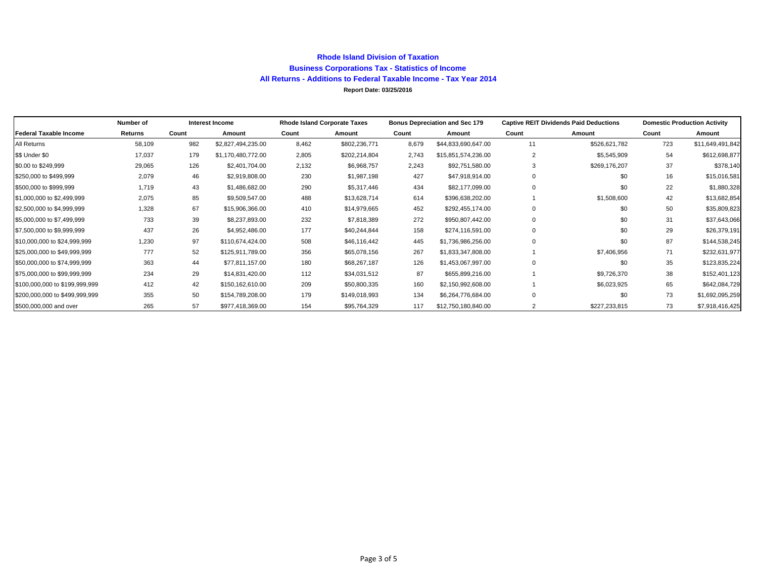# Rhode Island Division of Taxation

## Business Corporations Tax - Statistics of Income

### All Returns - Additions to Federal Taxable Income - Tax Year 2014

**Report Date: 03/25/2016**

| | Number of | Interest Income | | Rhode Island Corporate Taxes | | Bonus Depreciation and Sec 179 | | Captive REIT Dividends Paid Deductions | | Domestic Production Activity | |
|---|---|---|---|---|---|---|---|---|---|---|---|
| **Federal Taxable Income** | **Returns** | **Count** | **Amount** | **Count** | **Amount** | **Count** | **Amount** | **Count** | **Amount** | **Count** | **Amount** |
| All Returns | 58,109 | 982 | $2,827,494,235.00 | 8,462 | $802,236,771 | 8,679 | $44,833,690,647.00 | 11 | $526,621,782 | 723 | $11,649,491,842 |
| $$ Under $0 | 17,037 | 179 | $1,170,480,772.00 | 2,805 | $202,214,804 | 2,743 | $15,851,574,236.00 | 2 | $5,545,909 | 54 | $612,698,877 |
| $0.00 to $249,999 | 29,065 | 126 | $2,401,704.00 | 2,132 | $6,968,757 | 2,243 | $92,751,580.00 | 3 | $269,176,207 | 37 | $378,140 |
| $250,000 to $499,999 | 2,079 | 46 | $2,919,808.00 | 230 | $1,987,198 | 427 | $47,918,914.00 | 0 | $0 | 16 | $15,016,581 |
| $500,000 to $999,999 | 1,719 | 43 | $1,486,682.00 | 290 | $5,317,446 | 434 | $82,177,099.00 | 0 | $0 | 22 | $1,880,328 |
| $1,000,000 to $2,499,999 | 2,075 | 85 | $9,509,547.00 | 488 | $13,628,714 | 614 | $396,638,202.00 | 1 | $1,508,600 | 42 | $13,682,854 |
| $2,500,000 to $4,999,999 | 1,328 | 67 | $15,906,366.00 | 410 | $14,979,665 | 452 | $292,455,174.00 | 0 | $0 | 50 | $35,809,823 |
| $5,000,000 to $7,499,999 | 733 | 39 | $8,237,893.00 | 232 | $7,818,389 | 272 | $950,807,442.00 | 0 | $0 | 31 | $37,643,066 |
| $7,500,000 to $9,999,999 | 437 | 26 | $4,952,486.00 | 177 | $40,244,844 | 158 | $274,116,591.00 | 0 | $0 | 29 | $26,379,191 |
| $10,000,000 to $24,999,999 | 1,230 | 97 | $110,674,424.00 | 508 | $46,116,442 | 445 | $1,736,986,256.00 | 0 | $0 | 87 | $144,538,245 |
| $25,000,000 to $49,999,999 | 777 | 52 | $125,911,789.00 | 356 | $65,078,156 | 267 | $1,833,347,808.00 | 1 | $7,406,956 | 71 | $232,631,977 |
| $50,000,000 to $74,999,999 | 363 | 44 | $77,811,157.00 | 180 | $68,267,187 | 126 | $1,453,067,997.00 | 0 | $0 | 35 | $123,835,224 |
| $75,000,000 to $99,999,999 | 234 | 29 | $14,831,420.00 | 112 | $34,031,512 | 87 | $655,899,216.00 | 1 | $9,726,370 | 38 | $152,401,123 |
| $100,000,000 to $199,999,999 | 412 | 42 | $150,162,610.00 | 209 | $50,800,335 | 160 | $2,150,992,608.00 | 1 | $6,023,925 | 65 | $642,084,729 |
| $200,000,000 to $499,999,999 | 355 | 50 | $154,789,208.00 | 179 | $149,018,993 | 134 | $6,264,776,684.00 | 0 | $0 | 73 | $1,692,095,259 |
| $500,000,000 and over | 265 | 57 | $977,418,369.00 | 154 | $95,764,329 | 117 | $12,750,180,840.00 | 2 | $227,233,815 | 73 | $7,918,416,425 |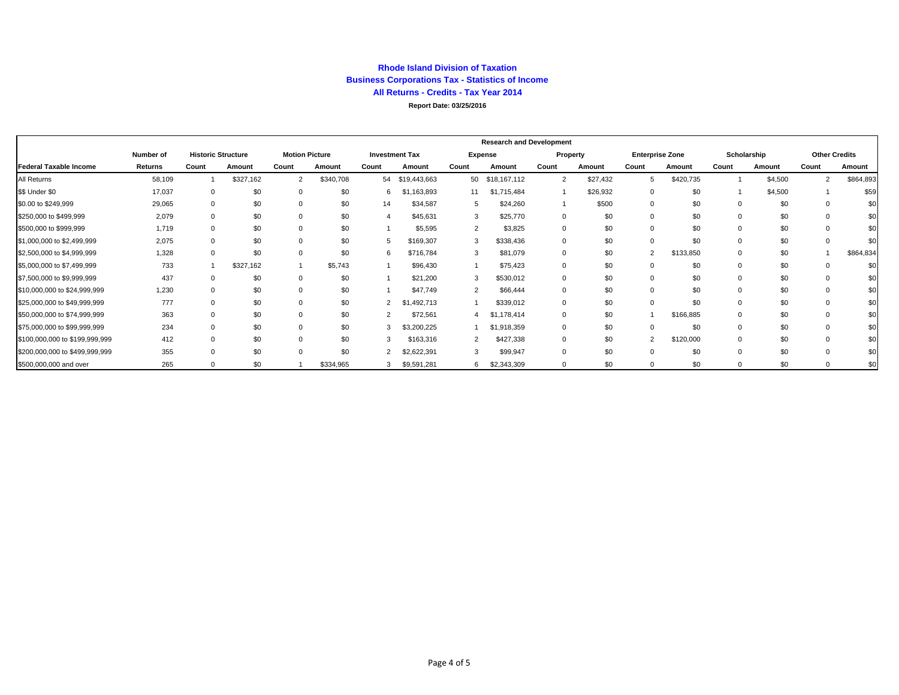**Rhode Island Division of Taxation**
**Business Corporations Tax - Statistics of Income**
**All Returns - Credits - Tax Year 2014**
**Report Date: 03/25/2016**

| | Number of | Historic Structure | | Motion Picture | | Investment Tax | | Research and Development Expense | | Research and Development Property | | Enterprise Zone | | Scholarship | | Other Credits | |
|---|---|---|---|---|---|---|---|---|---|---|---|---|---|---|---|---|---|
| **Federal Taxable Income** | **Returns** | **Count** | **Amount** | **Count** | **Amount** | **Count** | **Amount** | **Count** | **Amount** | **Count** | **Amount** | **Count** | **Amount** | **Count** | **Amount** | **Count** | **Amount** |
| All Returns | 58,109 | 1 | $327,162 | 2 | $340,708 | 54 | $19,443,663 | 50 | $18,167,112 | 2 | $27,432 | 5 | $420,735 | 1 | $4,500 | 2 | $864,893 |
| $$ Under $0 | 17,037 | 0 | $0 | 0 | $0 | 6 | $1,163,893 | 11 | $1,715,484 | 1 | $26,932 | 0 | $0 | 1 | $4,500 | 1 | $59 |
| $0.00 to $249,999 | 29,065 | 0 | $0 | 0 | $0 | 14 | $34,587 | 5 | $24,260 | 1 | $500 | 0 | $0 | 0 | $0 | 0 | $0 |
| $250,000 to $499,999 | 2,079 | 0 | $0 | 0 | $0 | 4 | $45,631 | 3 | $25,770 | 0 | $0 | 0 | $0 | 0 | $0 | 0 | $0 |
| $500,000 to $999,999 | 1,719 | 0 | $0 | 0 | $0 | 1 | $5,595 | 2 | $3,825 | 0 | $0 | 0 | $0 | 0 | $0 | 0 | $0 |
| $1,000,000 to $2,499,999 | 2,075 | 0 | $0 | 0 | $0 | 5 | $169,307 | 3 | $338,436 | 0 | $0 | 0 | $0 | 0 | $0 | 0 | $0 |
| $2,500,000 to $4,999,999 | 1,328 | 0 | $0 | 0 | $0 | 6 | $716,784 | 3 | $81,079 | 0 | $0 | 2 | $133,850 | 0 | $0 | 1 | $864,834 |
| $5,000,000 to $7,499,999 | 733 | 1 | $327,162 | 1 | $5,743 | 1 | $96,430 | 1 | $75,423 | 0 | $0 | 0 | $0 | 0 | $0 | 0 | $0 |
| $7,500,000 to $9,999,999 | 437 | 0 | $0 | 0 | $0 | 1 | $21,200 | 3 | $530,012 | 0 | $0 | 0 | $0 | 0 | $0 | 0 | $0 |
| $10,000,000 to $24,999,999 | 1,230 | 0 | $0 | 0 | $0 | 1 | $47,749 | 2 | $66,444 | 0 | $0 | 0 | $0 | 0 | $0 | 0 | $0 |
| $25,000,000 to $49,999,999 | 777 | 0 | $0 | 0 | $0 | 2 | $1,492,713 | 1 | $339,012 | 0 | $0 | 0 | $0 | 0 | $0 | 0 | $0 |
| $50,000,000 to $74,999,999 | 363 | 0 | $0 | 0 | $0 | 2 | $72,561 | 4 | $1,178,414 | 0 | $0 | 1 | $166,885 | 0 | $0 | 0 | $0 |
| $75,000,000 to $99,999,999 | 234 | 0 | $0 | 0 | $0 | 3 | $3,200,225 | 1 | $1,918,359 | 0 | $0 | 0 | $0 | 0 | $0 | 0 | $0 |
| $100,000,000 to $199,999,999 | 412 | 0 | $0 | 0 | $0 | 3 | $163,316 | 2 | $427,338 | 0 | $0 | 2 | $120,000 | 0 | $0 | 0 | $0 |
| $200,000,000 to $499,999,999 | 355 | 0 | $0 | 0 | $0 | 2 | $2,622,391 | 3 | $99,947 | 0 | $0 | 0 | $0 | 0 | $0 | 0 | $0 |
| $500,000,000 and over | 265 | 0 | $0 | 1 | $334,965 | 3 | $9,591,281 | 6 | $2,343,309 | 0 | $0 | 0 | $0 | 0 | $0 | 0 | $0 |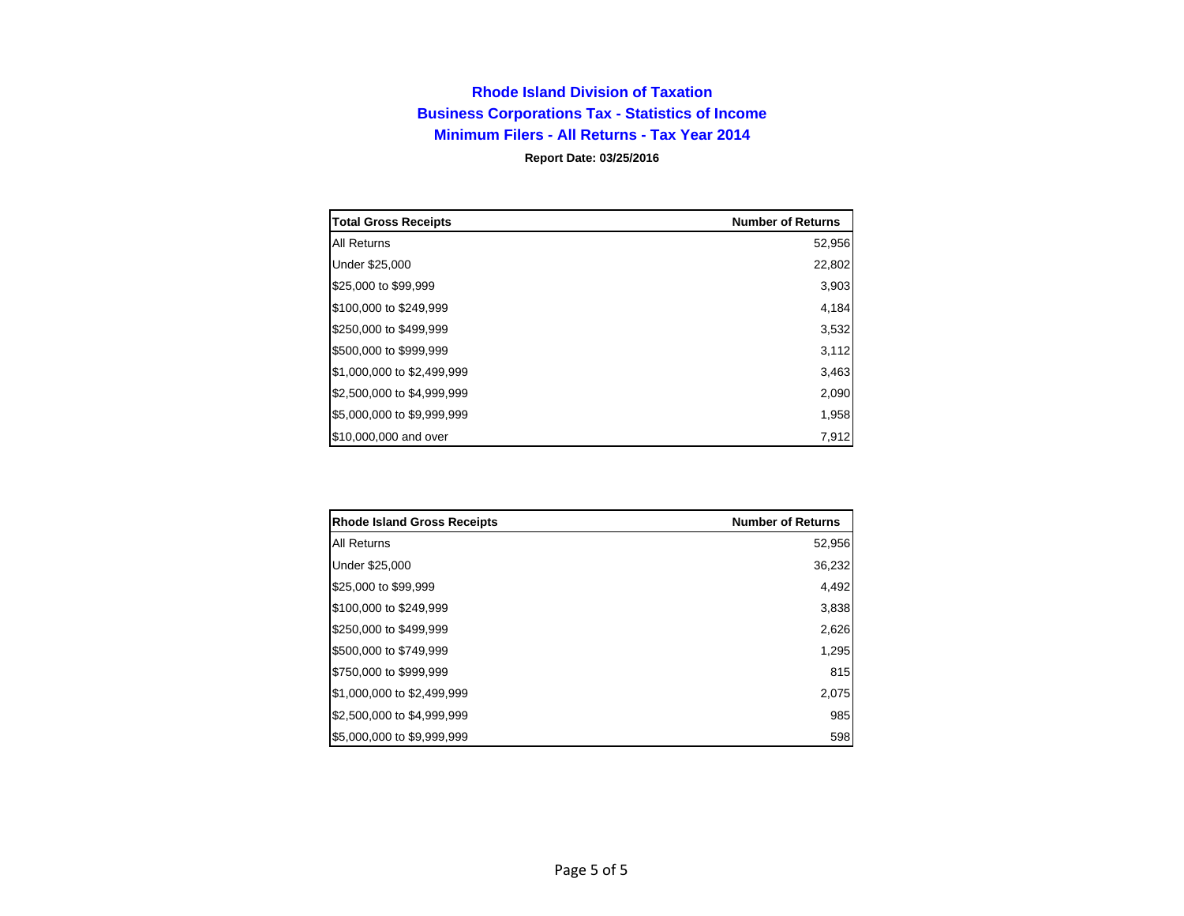# Rhode Island Division of Taxation

## Business Corporations Tax - Statistics of Income

## Minimum Filers - All Returns - Tax Year 2014

**Report Date: 03/25/2016**

| Total Gross Receipts | Number of Returns |
|---|---|
| All Returns | 52,956 |
| Under $25,000 | 22,802 |
| $25,000 to $99,999 | 3,903 |
| $100,000 to $249,999 | 4,184 |
| $250,000 to $499,999 | 3,532 |
| $500,000 to $999,999 | 3,112 |
| $1,000,000 to $2,499,999 | 3,463 |
| $2,500,000 to $4,999,999 | 2,090 |
| $5,000,000 to $9,999,999 | 1,958 |
| $10,000,000 and over | 7,912 |

| Rhode Island Gross Receipts | Number of Returns |
|---|---|
| All Returns | 52,956 |
| Under $25,000 | 36,232 |
| $25,000 to $99,999 | 4,492 |
| $100,000 to $249,999 | 3,838 |
| $250,000 to $499,999 | 2,626 |
| $500,000 to $749,999 | 1,295 |
| $750,000 to $999,999 | 815 |
| $1,000,000 to $2,499,999 | 2,075 |
| $2,500,000 to $4,999,999 | 985 |
| $5,000,000 to $9,999,999 | 598 |